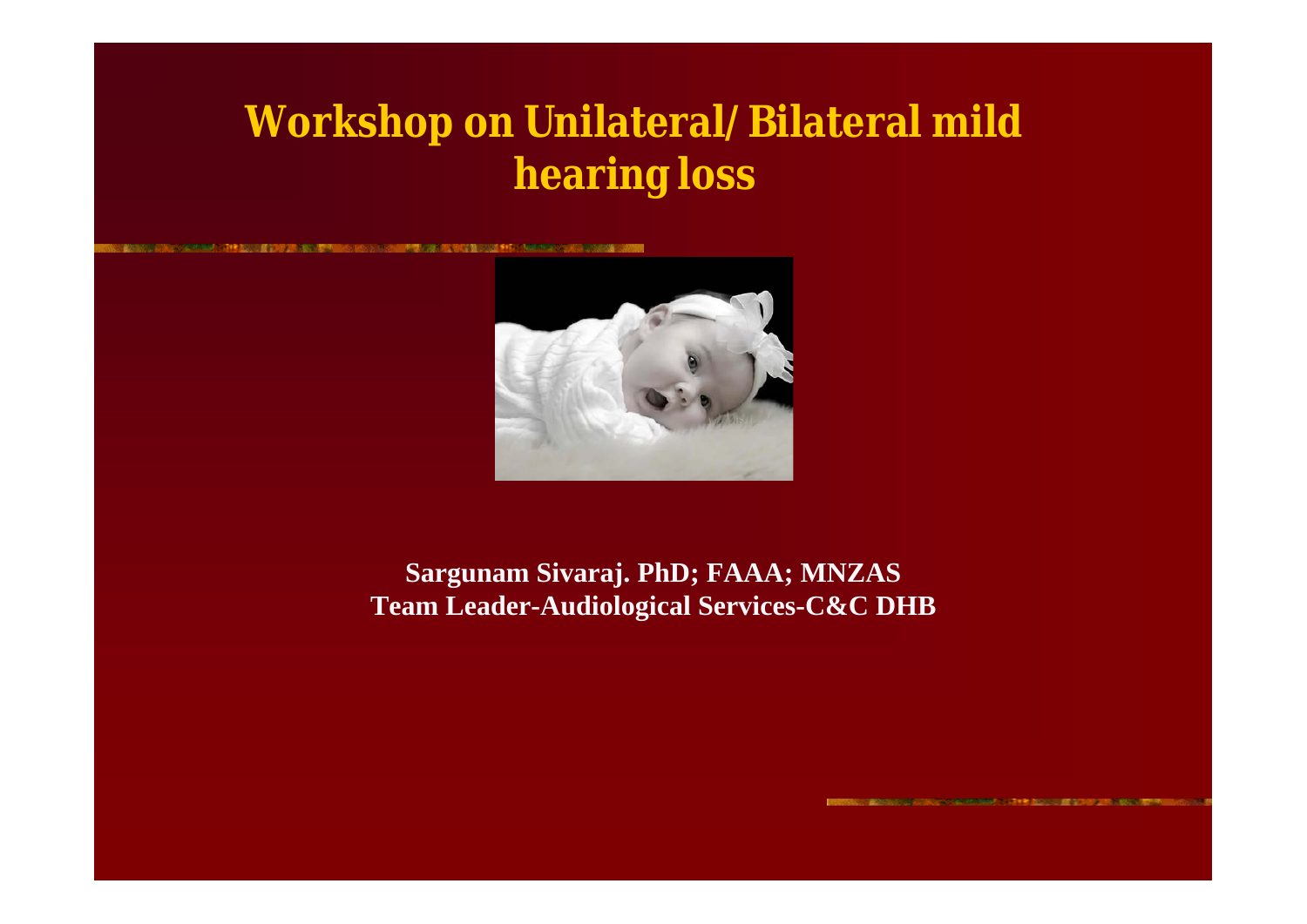# Workshop on Unilateral/ Bilateral mild hearing loss

**Sargunam Sivaraj. PhD; FAAA; MNZAS**
**Team Leader-Audiological Services-C&C DHB**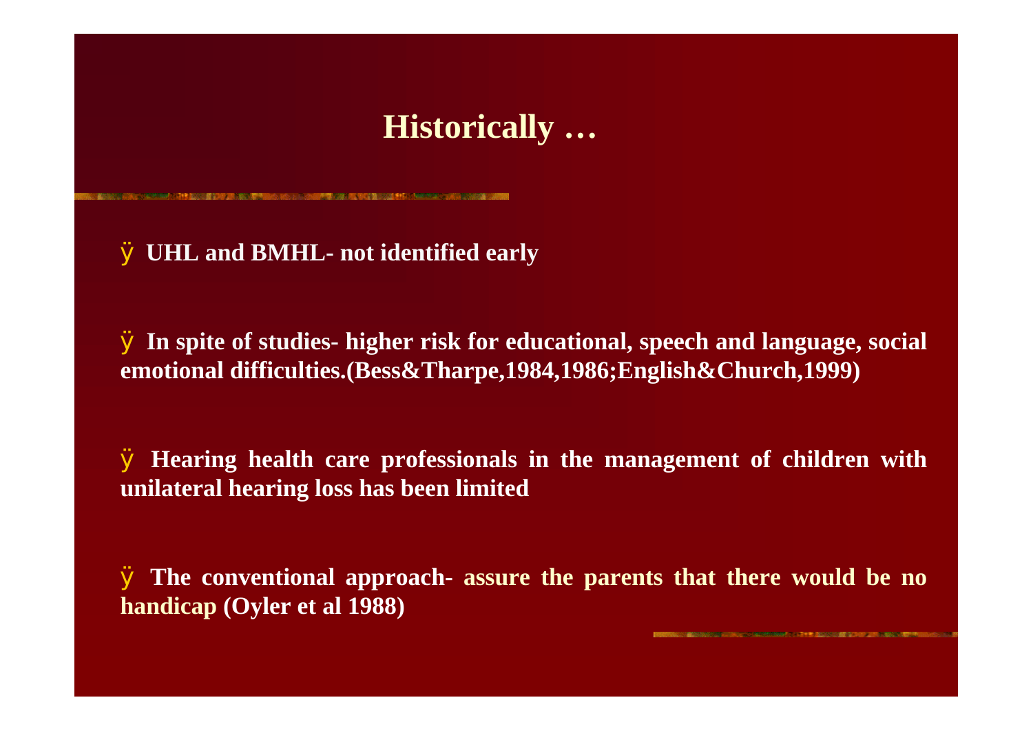# Historically …

- UHL and BMHL- not identified early
- In spite of studies- higher risk for educational, speech and language, social emotional difficulties.(Bess&Tharpe,1984,1986;English&Church,1999)
- Hearing health care professionals in the management of children with unilateral hearing loss has been limited
- The conventional approach- assure the parents that there would be no handicap (Oyler et al 1988)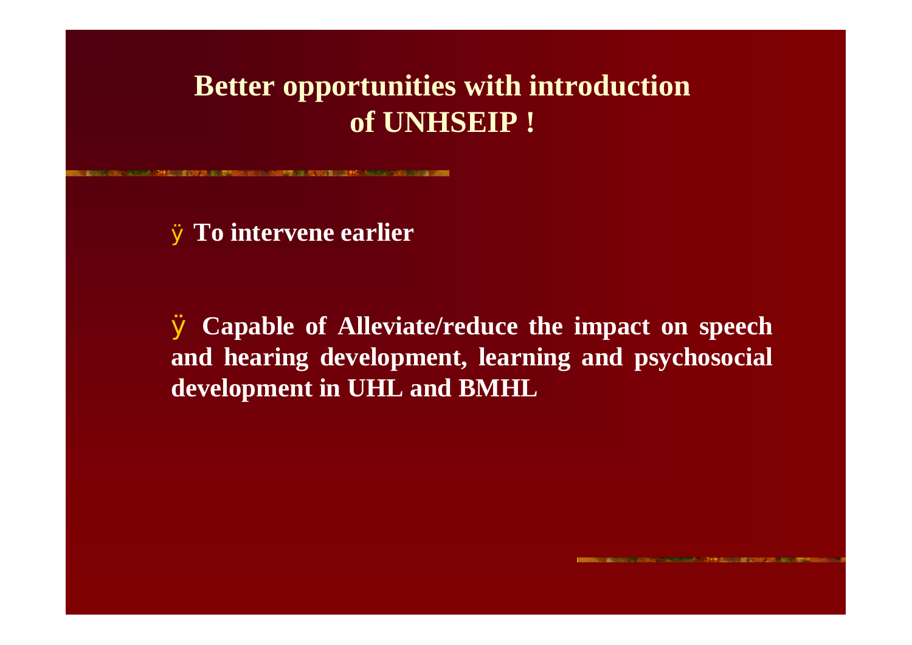# Better opportunities with introduction of UNHSEIP !

- **To intervene earlier**

- **Capable of Alleviate/reduce the impact on speech and hearing development, learning and psychosocial development in UHL and BMHL**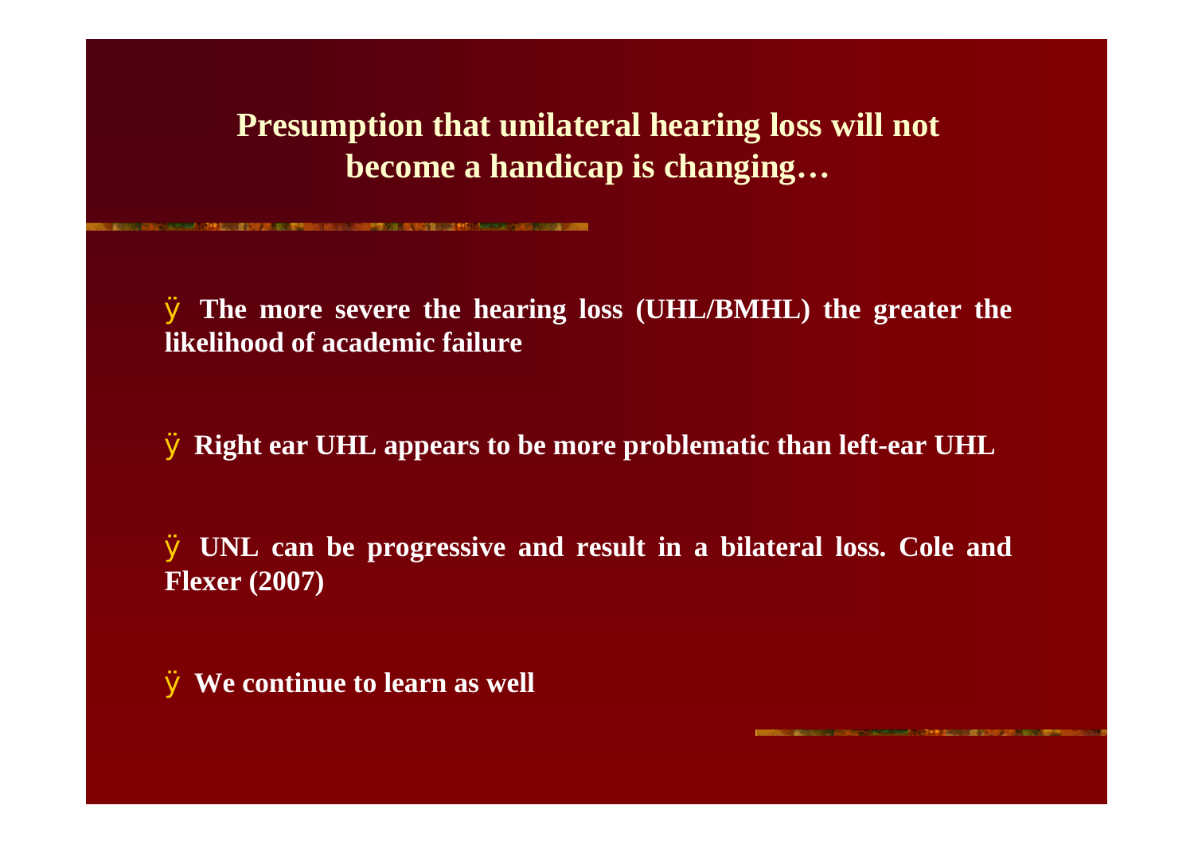# Presumption that unilateral hearing loss will not become a handicap is changing…

- **The more severe the hearing loss (UHL/BMHL) the greater the likelihood of academic failure**

- **Right ear UHL appears to be more problematic than left-ear UHL**

- **UNL can be progressive and result in a bilateral loss. Cole and Flexer (2007)**

- **We continue to learn as well**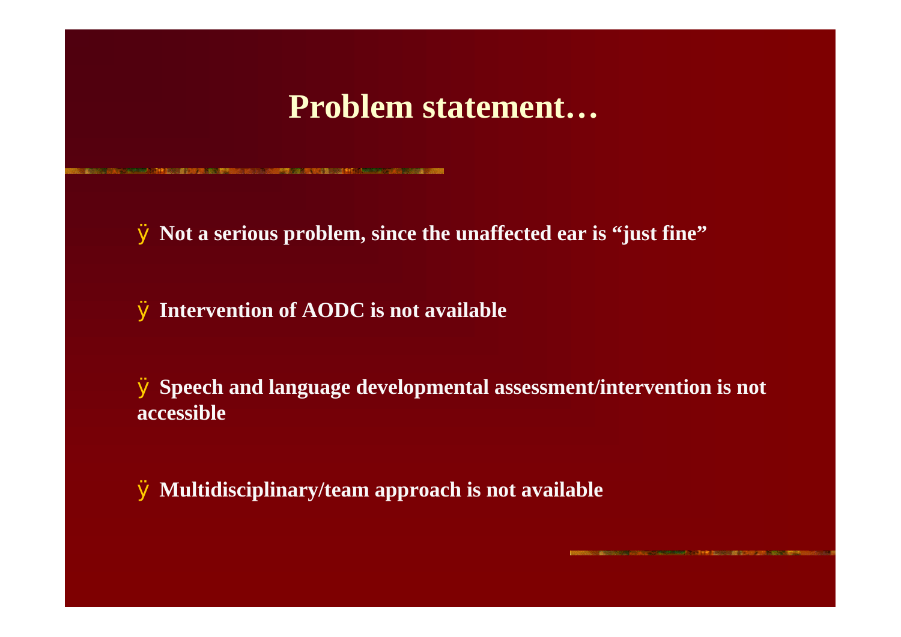# Problem statement…

- **Not a serious problem, since the unaffected ear is "just fine"**
- **Intervention of AODC is not available**
- **Speech and language developmental assessment/intervention is not accessible**
- **Multidisciplinary/team approach is not available**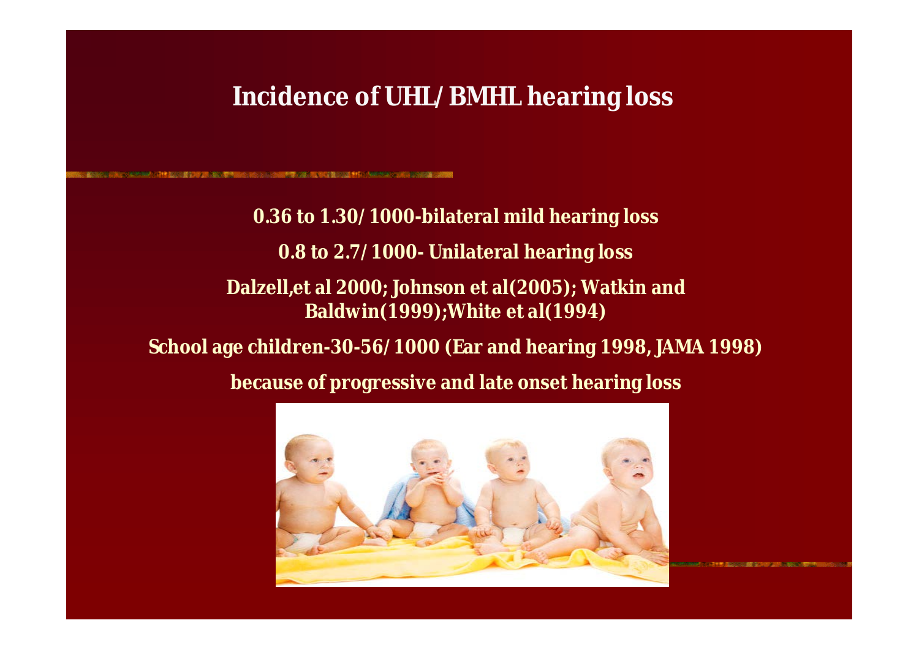# Incidence of UHL/BMHL hearing loss

**0.36 to 1.30/1000-bilateral mild hearing loss**

**0.8 to 2.7/1000- Unilateral hearing loss**

**Dalzell,et al 2000; Johnson et al(2005); Watkin and Baldwin(1999);White et al(1994)**

**School age children-30-56/1000 (Ear and hearing 1998, JAMA 1998)**

**because of progressive and late onset hearing loss**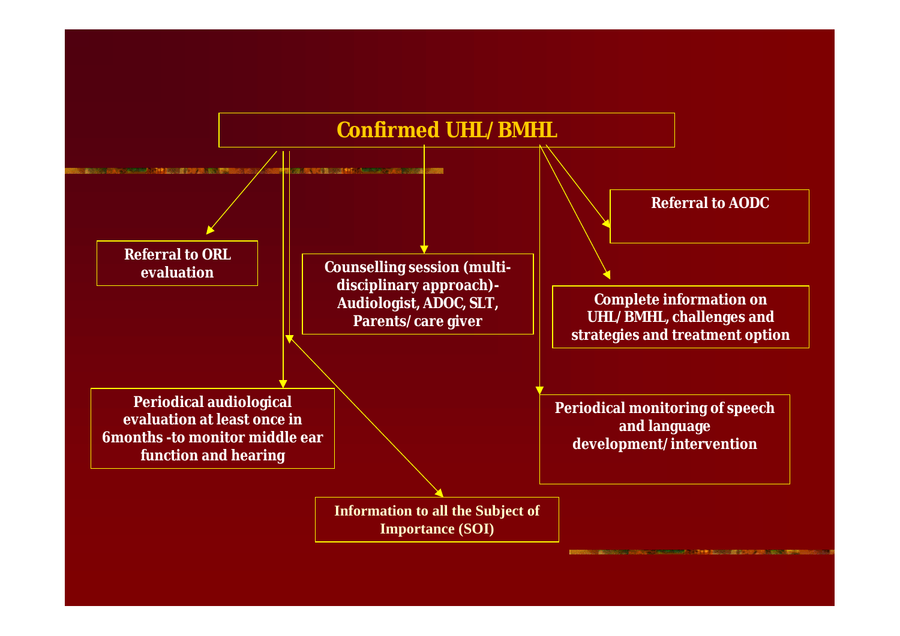# Confirmed UHL/ BMHL

- **Referral to ORL evaluation**
- **Counselling session (multi-disciplinary approach)- Audiologist, ADOC, SLT, Parents/ care giver**
- **Referral to AODC**
- **Complete information on UHL/ BMHL, challenges and strategies and treatment option**
- **Periodical audiological evaluation at least once in 6months -to monitor middle ear function and hearing**
- **Periodical monitoring of speech and language development/ intervention**
- **Information to all the Subject of Importance (SOI)**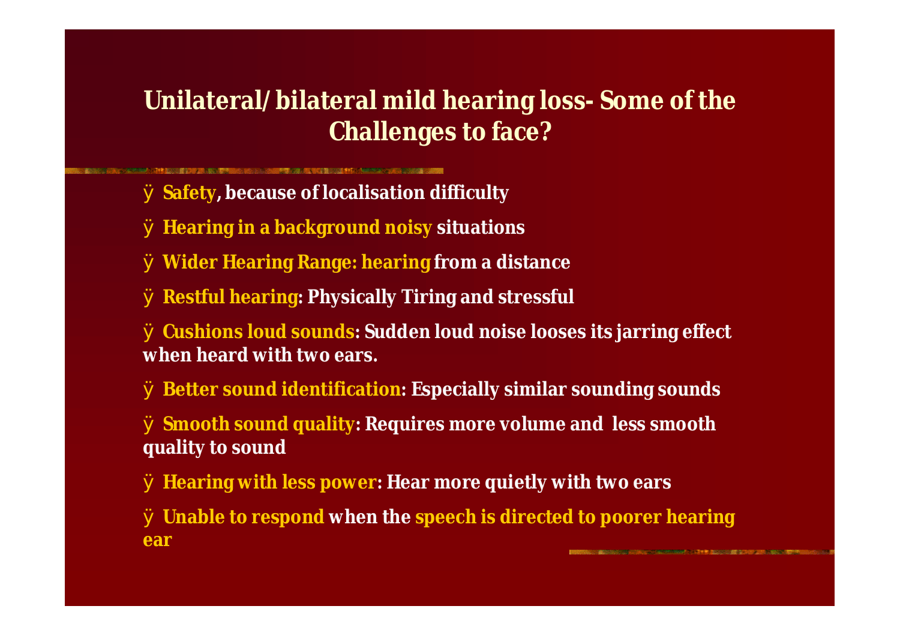## Unilateral/bilateral mild hearing loss- Some of the Challenges to face?

- **Safety**, because of localisation difficulty
- **Hearing in a background noisy** situations
- **Wider Hearing Range: hearing** from a distance
- **Restful hearing**: Physically Tiring and stressful
- **Cushions loud sounds**: Sudden loud noise looses its jarring effect when heard with two ears.
- **Better sound identification**: Especially similar sounding sounds
- **Smooth sound quality**: Requires more volume and less smooth quality to sound
- **Hearing with less power**: Hear more quietly with two ears
- **Unable to respond** when the **speech is directed to poorer hearing ear**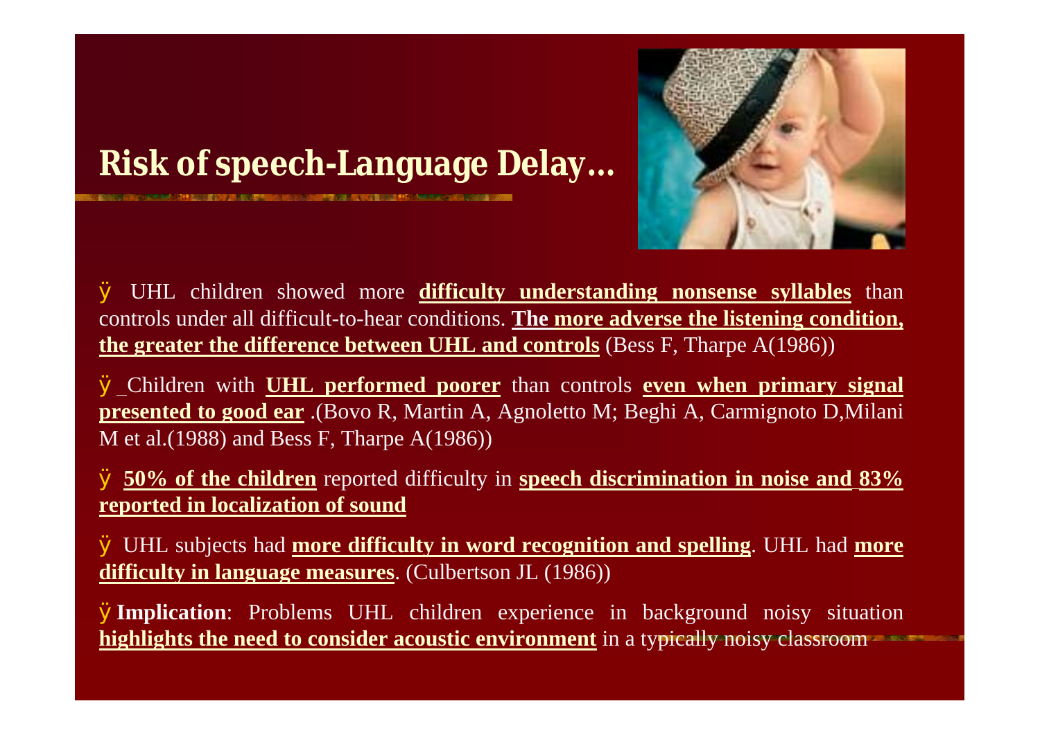# Risk of speech-Language Delay…

- UHL children showed more **difficulty understanding nonsense syllables** than controls under all difficult-to-hear conditions. **The more adverse the listening condition, the greater the difference between UHL and controls** (Bess F, Tharpe A(1986))

- Children with **UHL performed poorer** than controls **even when primary signal presented to good ear** .(Bovo R, Martin A, Agnoletto M; Beghi A, Carmignoto D,Milani M et al.(1988) and Bess F, Tharpe A(1986))

- **50% of the children** reported difficulty in **speech discrimination in noise and 83% reported in localization of sound**

- UHL subjects had **more difficulty in word recognition and spelling**. UHL had **more difficulty in language measures**. (Culbertson JL (1986))

- **Implication**: Problems UHL children experience in background noisy situation **highlights the need to consider acoustic environment** in a typically noisy classroom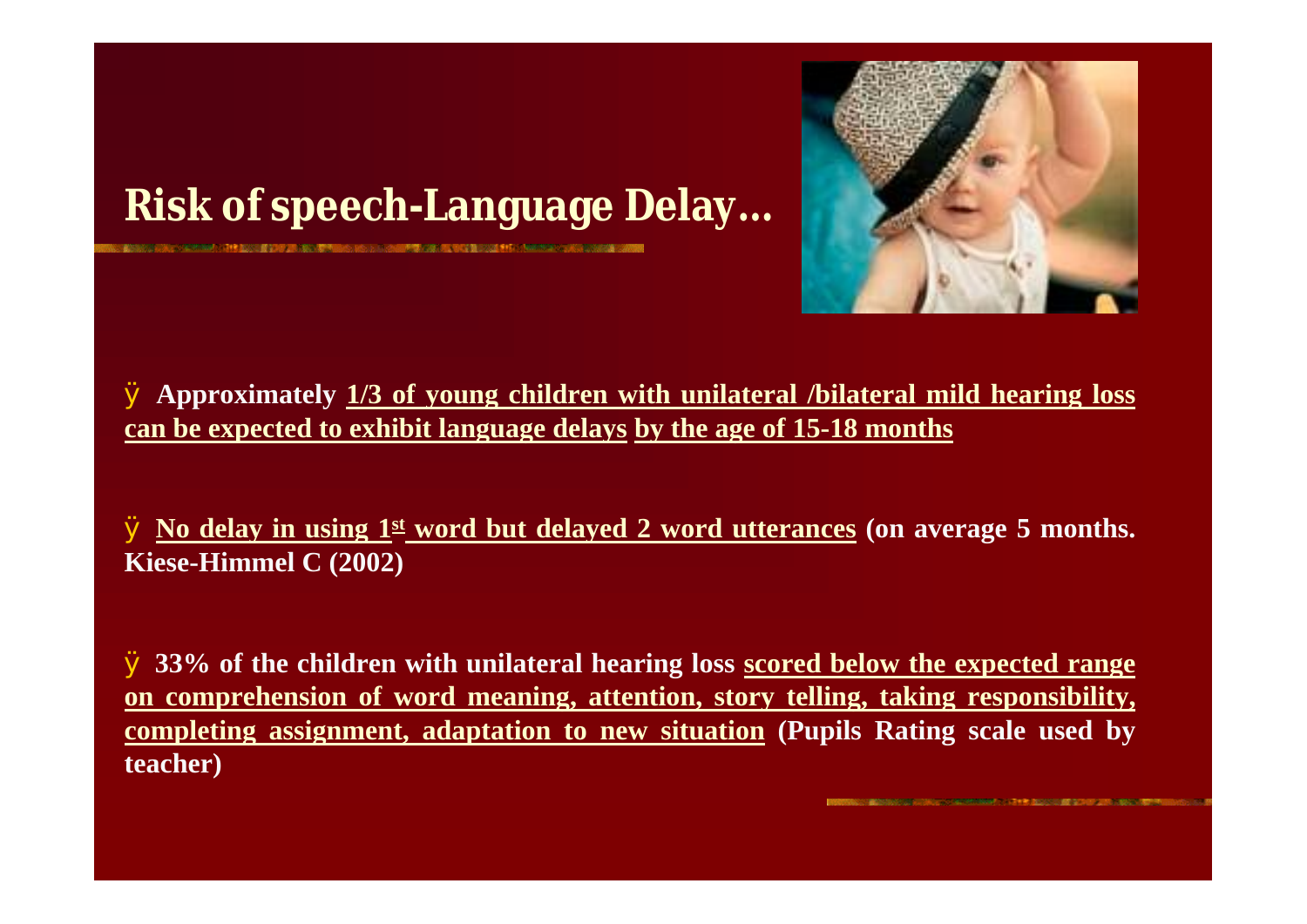# Risk of speech-Language Delay…

- **Approximately 1/3 of young children with unilateral /bilateral mild hearing loss can be expected to exhibit language delays by the age of 15-18 months**

- **No delay in using 1st word but delayed 2 word utterances (on average 5 months. Kiese-Himmel C (2002)**

- **33% of the children with unilateral hearing loss scored below the expected range on comprehension of word meaning, attention, story telling, taking responsibility, completing assignment, adaptation to new situation (Pupils Rating scale used by teacher)**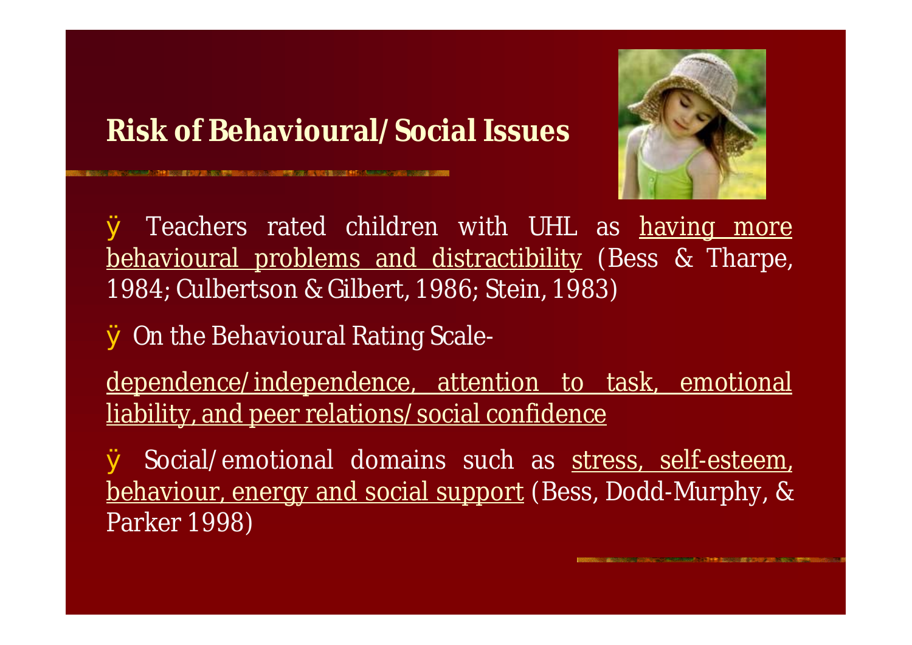## Risk of Behavioural/Social Issues

- Teachers rated children with UHL as having more behavioural problems and distractibility (Bess & Tharpe, 1984; Culbertson & Gilbert, 1986; Stein, 1983)
- On the Behavioural Rating Scale-

dependence/independence, attention to task, emotional liability, and peer relations/social confidence

- Social/emotional domains such as stress, self-esteem, behaviour, energy and social support (Bess, Dodd-Murphy, & Parker 1998)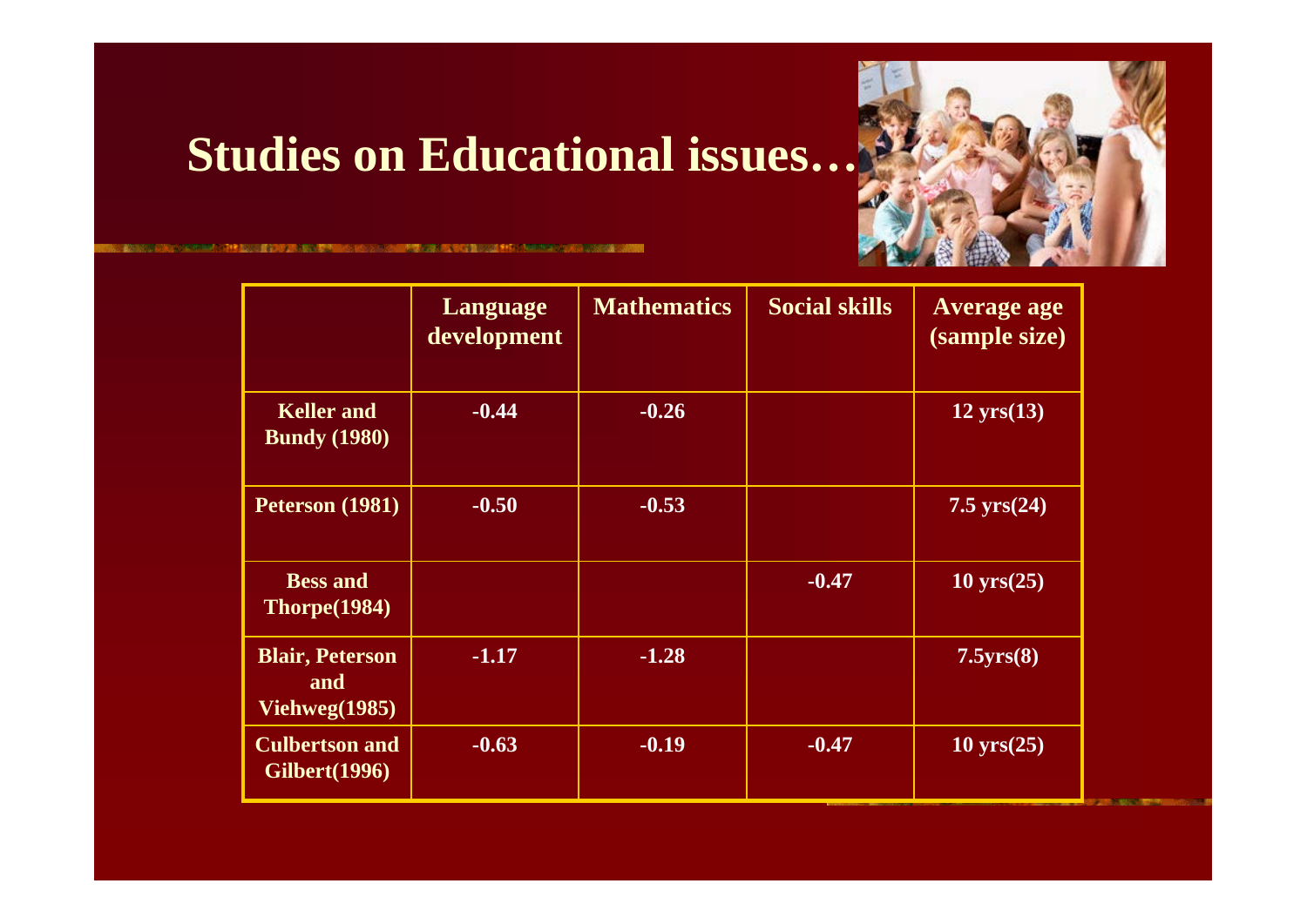# Studies on Educational issues…

| | Language development | Mathematics | Social skills | Average age (sample size) |
|---|---|---|---|---|
| Keller and Bundy (1980) | -0.44 | -0.26 | | 12 yrs(13) |
| Peterson (1981) | -0.50 | -0.53 | | 7.5 yrs(24) |
| Bess and Thorpe(1984) | | | -0.47 | 10 yrs(25) |
| Blair, Peterson and Viehweg(1985) | -1.17 | -1.28 | | 7.5yrs(8) |
| Culbertson and Gilbert(1996) | -0.63 | -0.19 | -0.47 | 10 yrs(25) |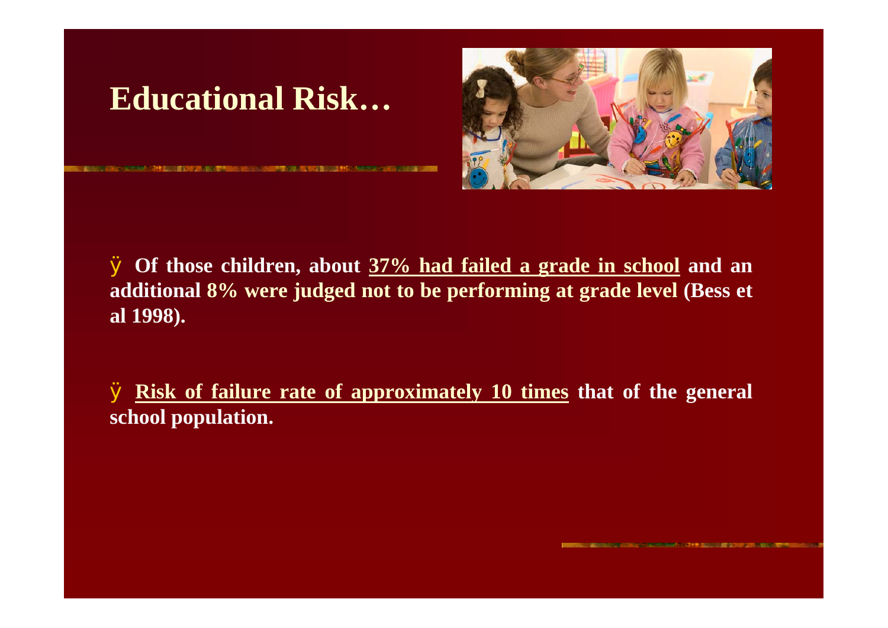# Educational Risk…

- **Of those children, about <u>37% had failed a grade in school</u> and an additional 8% were judged not to be performing at grade level (Bess et al 1998).**

- **<u>Risk of failure rate of approximately 10 times</u> that of the general school population.**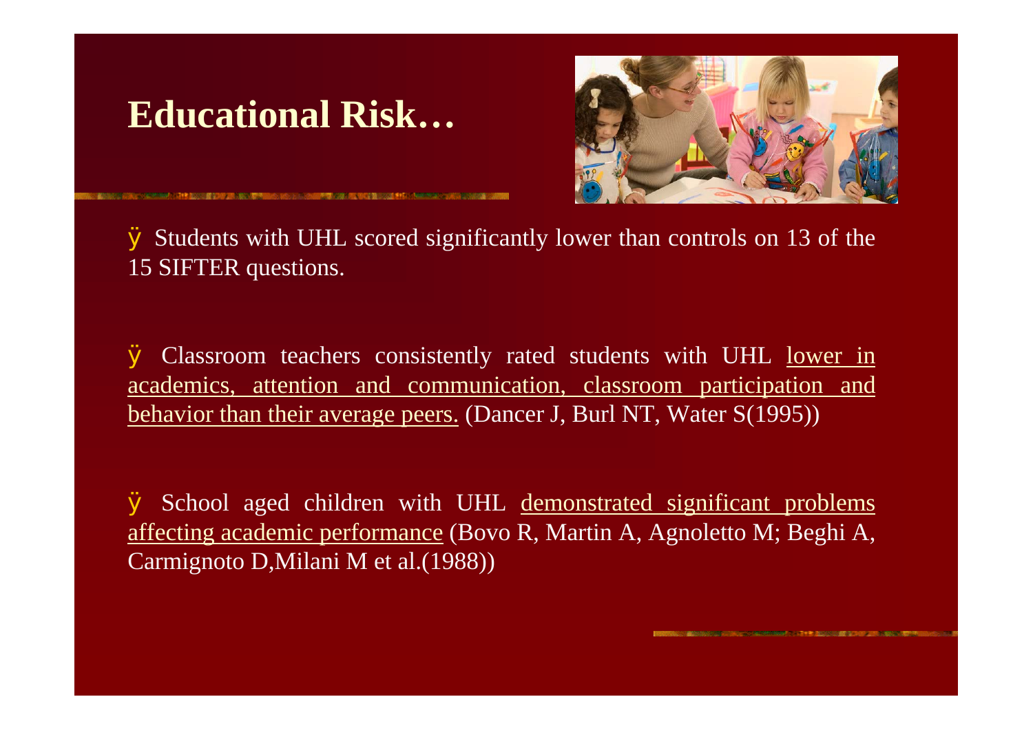# Educational Risk…

- Students with UHL scored significantly lower than controls on 13 of the 15 SIFTER questions.

- Classroom teachers consistently rated students with UHL lower in academics, attention and communication, classroom participation and behavior than their average peers. (Dancer J, Burl NT, Water S(1995))

- School aged children with UHL demonstrated significant problems affecting academic performance (Bovo R, Martin A, Agnoletto M; Beghi A, Carmignoto D,Milani M et al.(1988))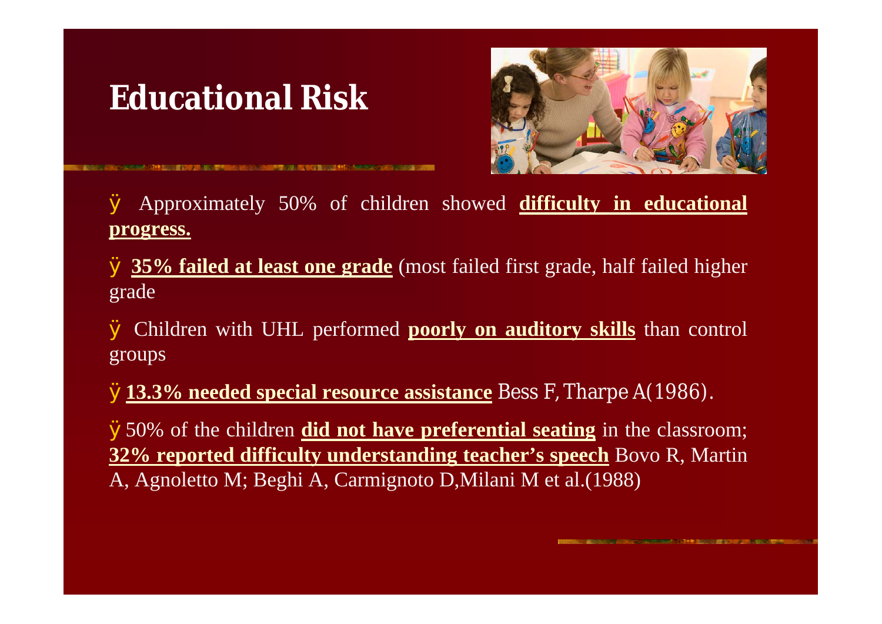# Educational Risk

- Approximately 50% of children showed **difficulty in educational progress.**
- **35% failed at least one grade** (most failed first grade, half failed higher grade
- Children with UHL performed **poorly on auditory skills** than control groups
- **13.3% needed special resource assistance** Bess F, Tharpe A(1986).
- 50% of the children **did not have preferential seating** in the classroom; **32% reported difficulty understanding teacher's speech** Bovo R, Martin A, Agnoletto M; Beghi A, Carmignoto D,Milani M et al.(1988)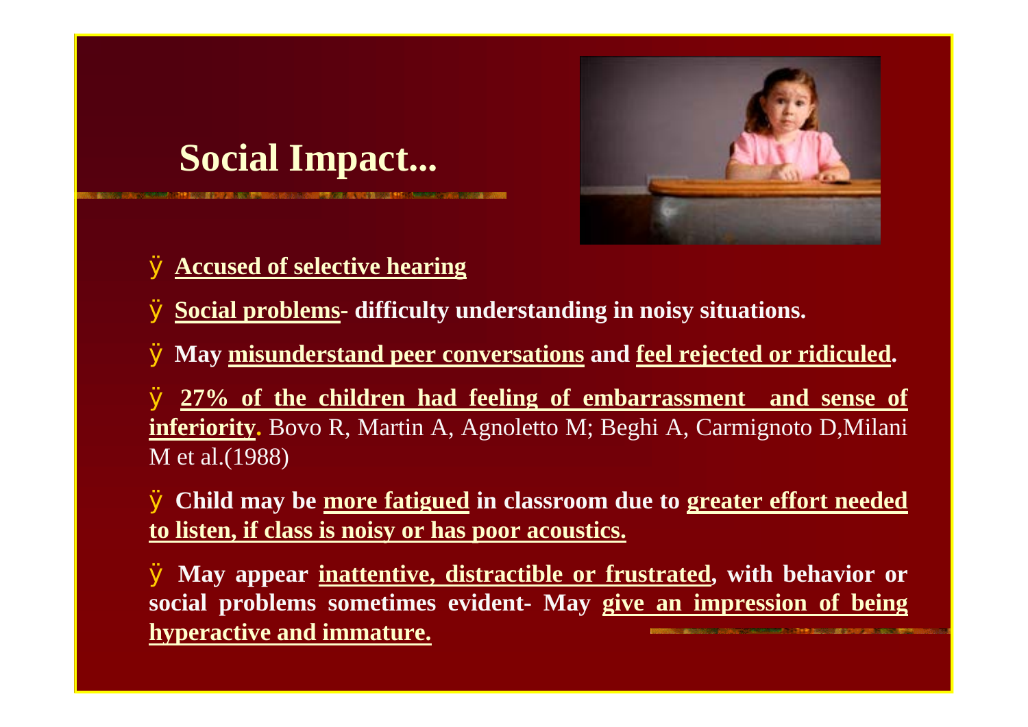# Social Impact...

- **Accused of selective hearing**
- **Social problems- difficulty understanding in noisy situations.**
- **May misunderstand peer conversations and feel rejected or ridiculed.**
- **27% of the children had feeling of embarrassment and sense of inferiority.** Bovo R, Martin A, Agnoletto M; Beghi A, Carmignoto D,Milani M et al.(1988)
- **Child may be more fatigued in classroom due to greater effort needed to listen, if class is noisy or has poor acoustics.**
- **May appear inattentive, distractible or frustrated, with behavior or social problems sometimes evident- May give an impression of being hyperactive and immature.**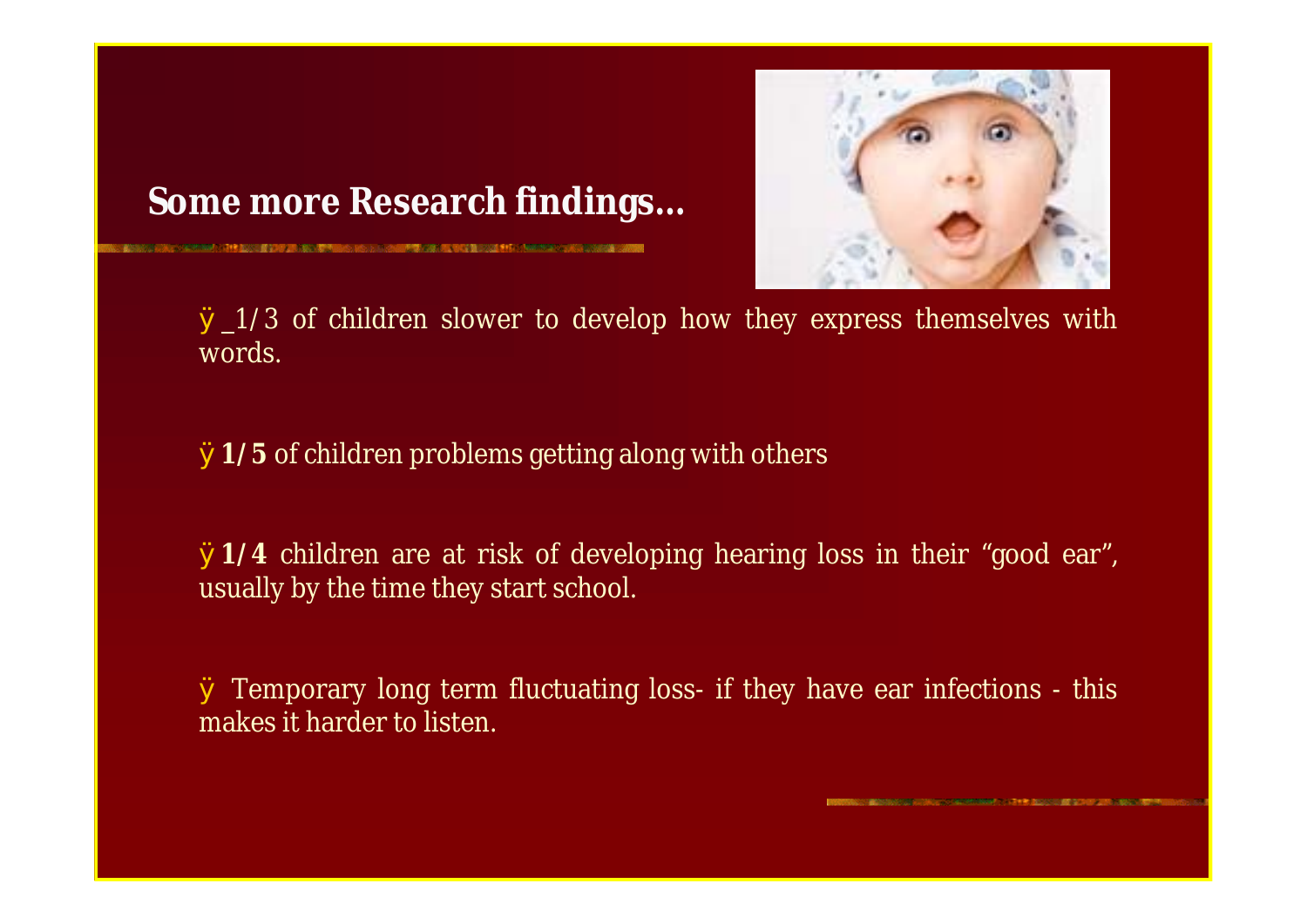## Some more Research findings…

- _1/3 of children slower to develop how they express themselves with words.

- **1/5** of children problems getting along with others

- **1/4** children are at risk of developing hearing loss in their "good ear", usually by the time they start school.

- Temporary long term fluctuating loss- if they have ear infections - this makes it harder to listen.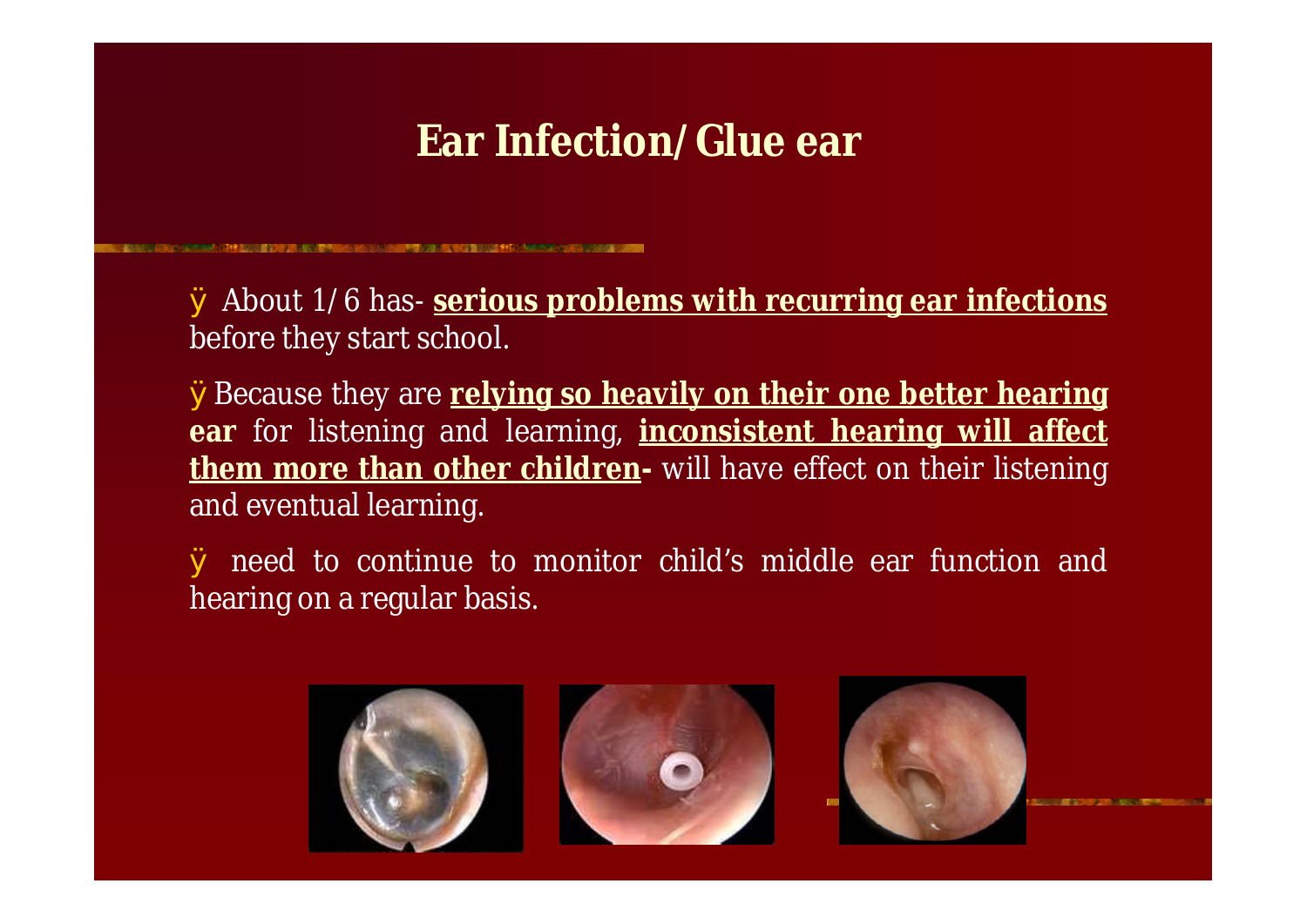# Ear Infection/Glue ear

- About 1/6 has- **serious problems with recurring ear infections** before they start school.
- Because they are **relying so heavily on their one better hearing ear** for listening and learning, **inconsistent hearing will affect them more than other children-** will have effect on their listening and eventual learning.
- need to continue to monitor child's middle ear function and hearing on a regular basis.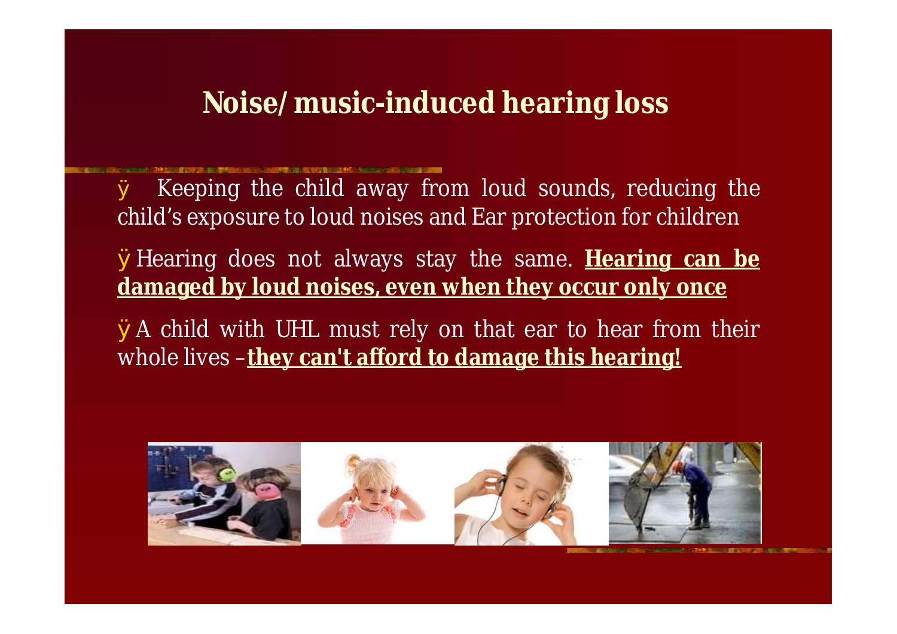## Noise/ music-induced hearing loss

- Keeping the child away from loud sounds, reducing the child's exposure to loud noises and Ear protection for children
- Hearing does not always stay the same. **Hearing can be damaged by loud noises, even when they occur only once**
- A child with UHL must rely on that ear to hear from their whole lives – **they can't afford to damage this hearing!**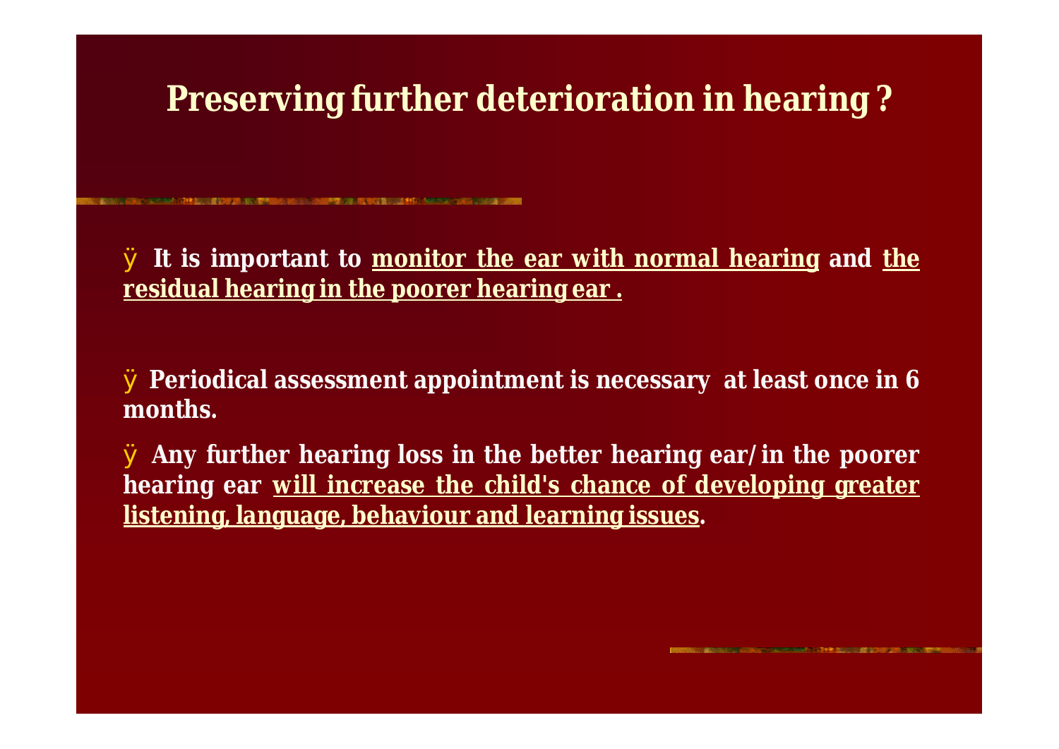# Preserving further deterioration in hearing ?

- It is important to monitor the ear with normal hearing and the residual hearing in the poorer hearing ear .

- Periodical assessment appointment is necessary at least once in 6 months.

- Any further hearing loss in the better hearing ear/in the poorer hearing ear will increase the child's chance of developing greater listening, language, behaviour and learning issues.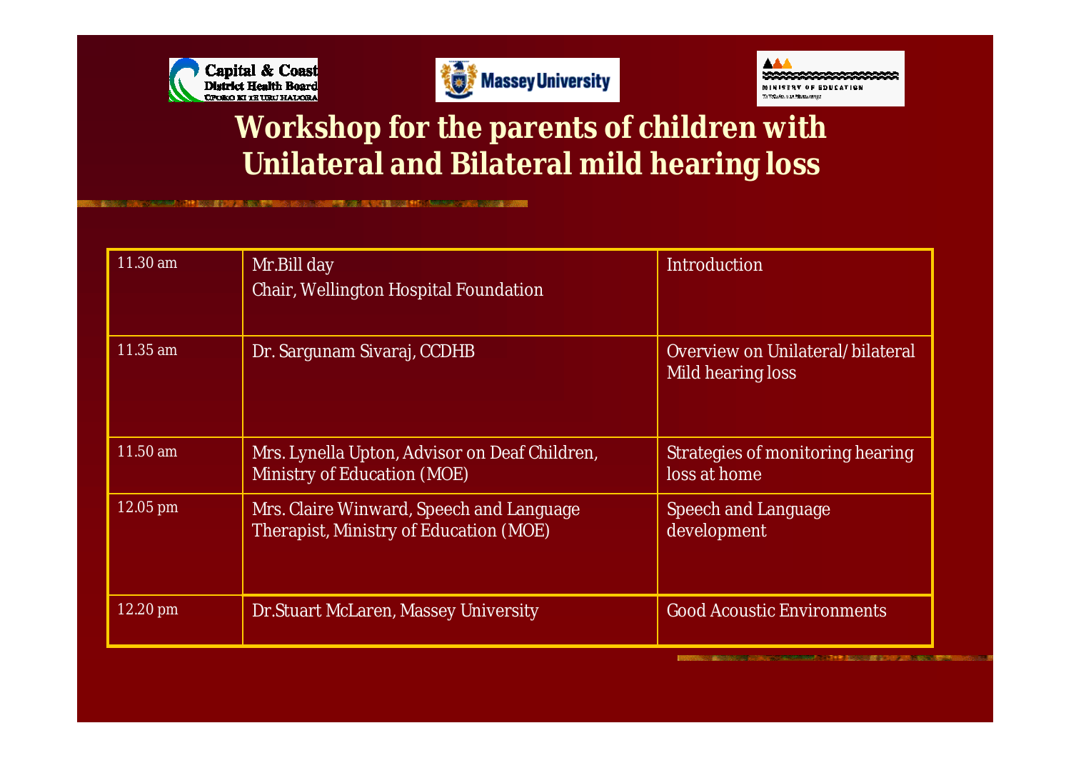# Workshop for the parents of children with Unilateral and Bilateral mild hearing loss

| | | |
|---|---|---|
| 11.30 am | Mr.Bill day<br>Chair, Wellington Hospital Foundation | Introduction |
| 11.35 am | Dr. Sargunam Sivaraj, CCDHB | Overview on Unilateral/bilateral Mild hearing loss |
| 11.50 am | Mrs. Lynella Upton, Advisor on Deaf Children, Ministry of Education (MOE) | Strategies of monitoring hearing loss at home |
| 12.05 pm | Mrs. Claire Winward, Speech and Language Therapist, Ministry of Education (MOE) | Speech and Language development |
| 12.20 pm | Dr.Stuart McLaren, Massey University | Good Acoustic Environments |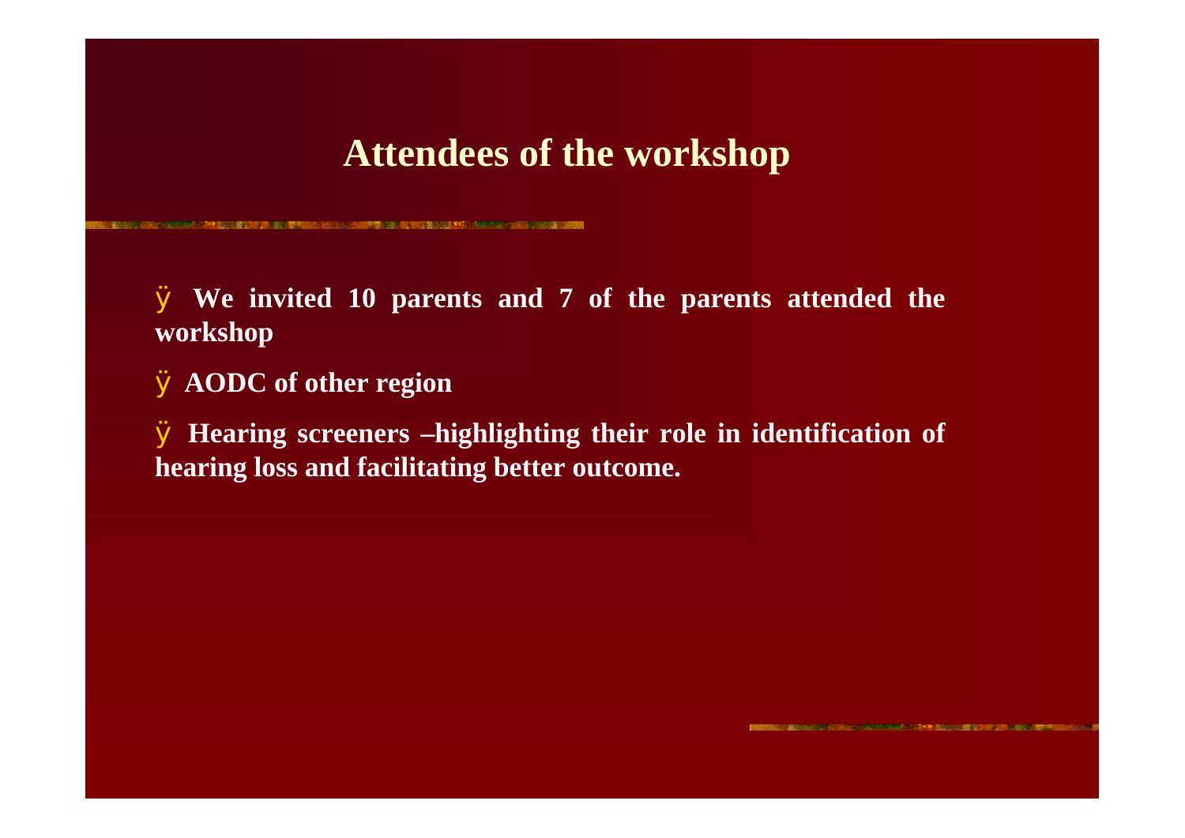# Attendees of the workshop

- **We invited 10 parents and 7 of the parents attended the workshop**
- **AODC of other region**
- **Hearing screeners –highlighting their role in identification of hearing loss and facilitating better outcome.**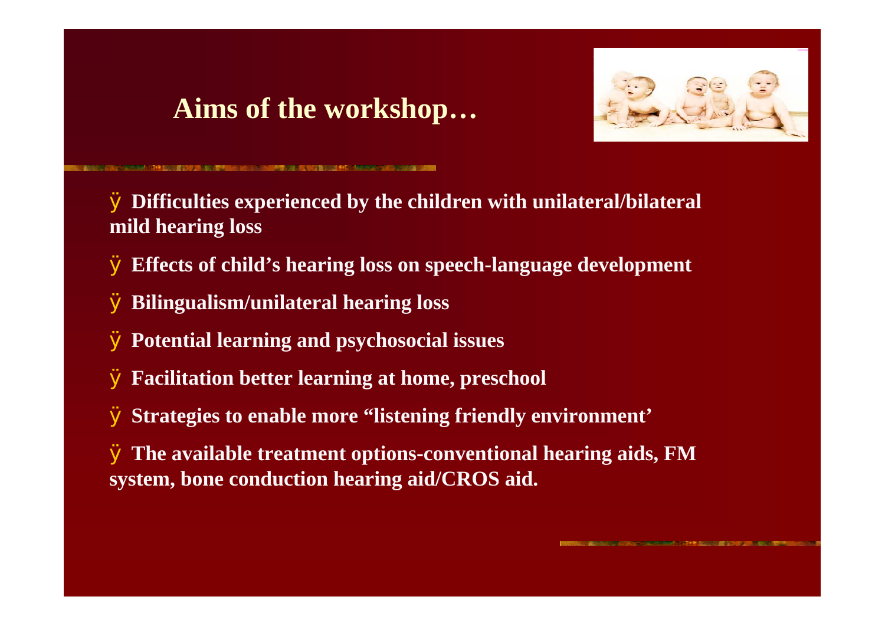## Aims of the workshop…

- **Difficulties experienced by the children with unilateral/bilateral mild hearing loss**
- **Effects of child's hearing loss on speech-language development**
- **Bilingualism/unilateral hearing loss**
- **Potential learning and psychosocial issues**
- **Facilitation better learning at home, preschool**
- **Strategies to enable more "listening friendly environment'**
- **The available treatment options-conventional hearing aids, FM system, bone conduction hearing aid/CROS aid.**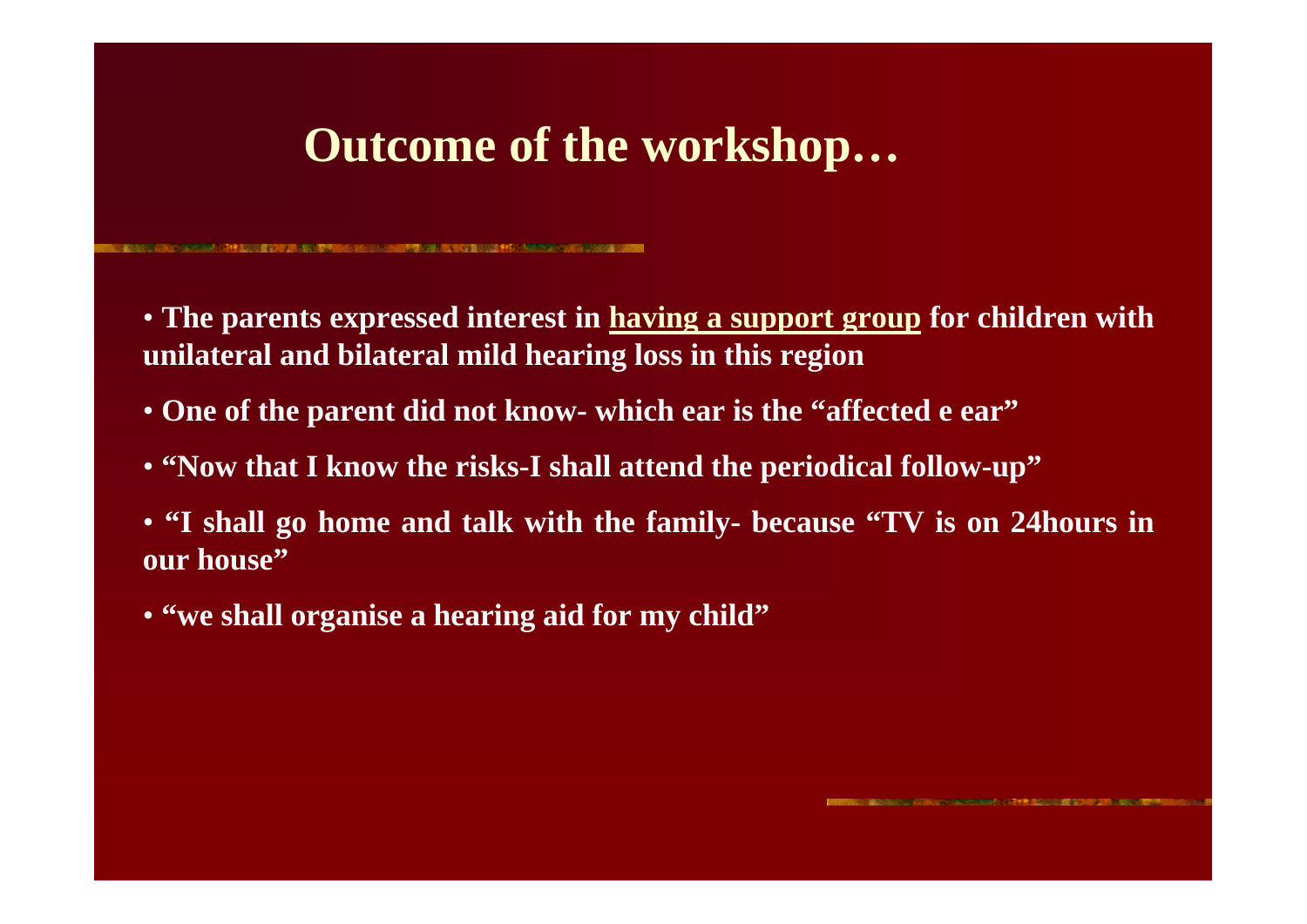# Outcome of the workshop…

- **The parents expressed interest in <u>having a support group</u> for children with unilateral and bilateral mild hearing loss in this region**
- **One of the parent did not know- which ear is the "affected e ear"**
- **"Now that I know the risks-I shall attend the periodical follow-up"**
- **"I shall go home and talk with the family- because "TV is on 24hours in our house"**
- **"we shall organise a hearing aid for my child"**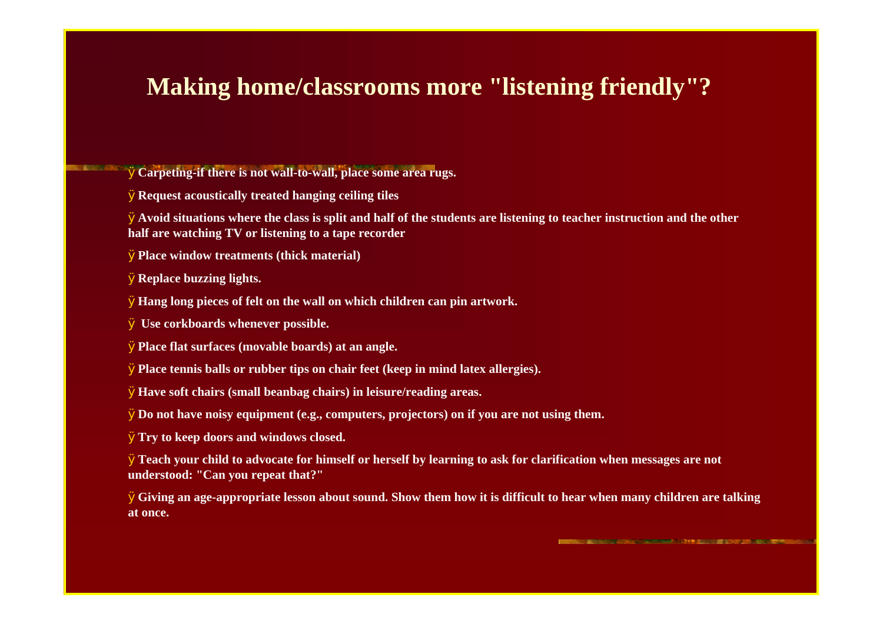# Making home/classrooms more "listening friendly"?

- **Carpeting-if there is not wall-to-wall, place some area rugs.**
- **Request acoustically treated hanging ceiling tiles**
- **Avoid situations where the class is split and half of the students are listening to teacher instruction and the other half are watching TV or listening to a tape recorder**
- **Place window treatments (thick material)**
- **Replace buzzing lights.**
- **Hang long pieces of felt on the wall on which children can pin artwork.**
- **Use corkboards whenever possible.**
- **Place flat surfaces (movable boards) at an angle.**
- **Place tennis balls or rubber tips on chair feet (keep in mind latex allergies).**
- **Have soft chairs (small beanbag chairs) in leisure/reading areas.**
- **Do not have noisy equipment (e.g., computers, projectors) on if you are not using them.**
- **Try to keep doors and windows closed.**
- **Teach your child to advocate for himself or herself by learning to ask for clarification when messages are not understood: "Can you repeat that?"**
- **Giving an age-appropriate lesson about sound. Show them how it is difficult to hear when many children are talking at once.**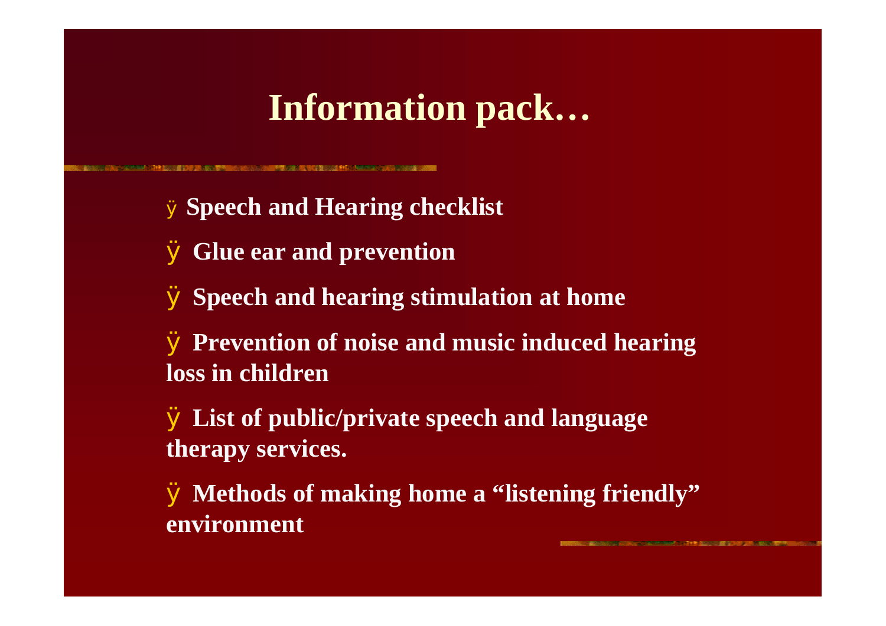# Information pack…

- **Speech and Hearing checklist**
- **Glue ear and prevention**
- **Speech and hearing stimulation at home**
- **Prevention of noise and music induced hearing loss in children**
- **List of public/private speech and language therapy services.**
- **Methods of making home a "listening friendly" environment**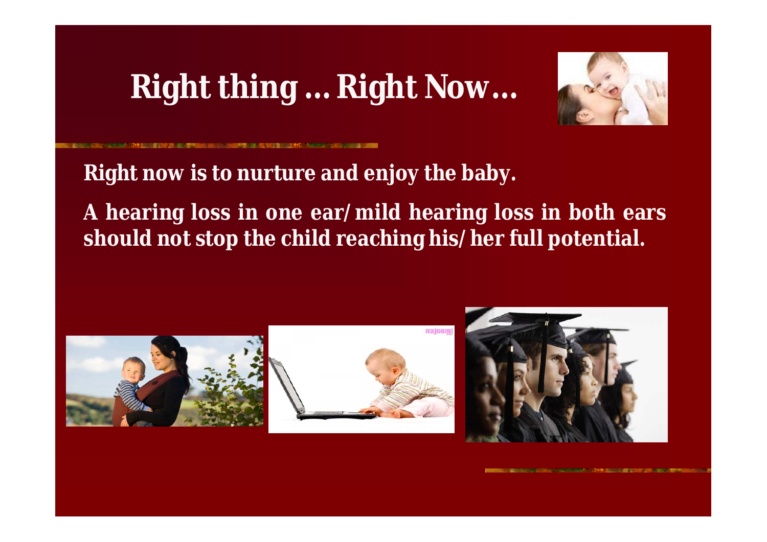# Right thing … Right Now…

**Right now is to nurture and enjoy the baby.**

**A hearing loss in one ear/mild hearing loss in both ears should not stop the child reaching his/her full potential.**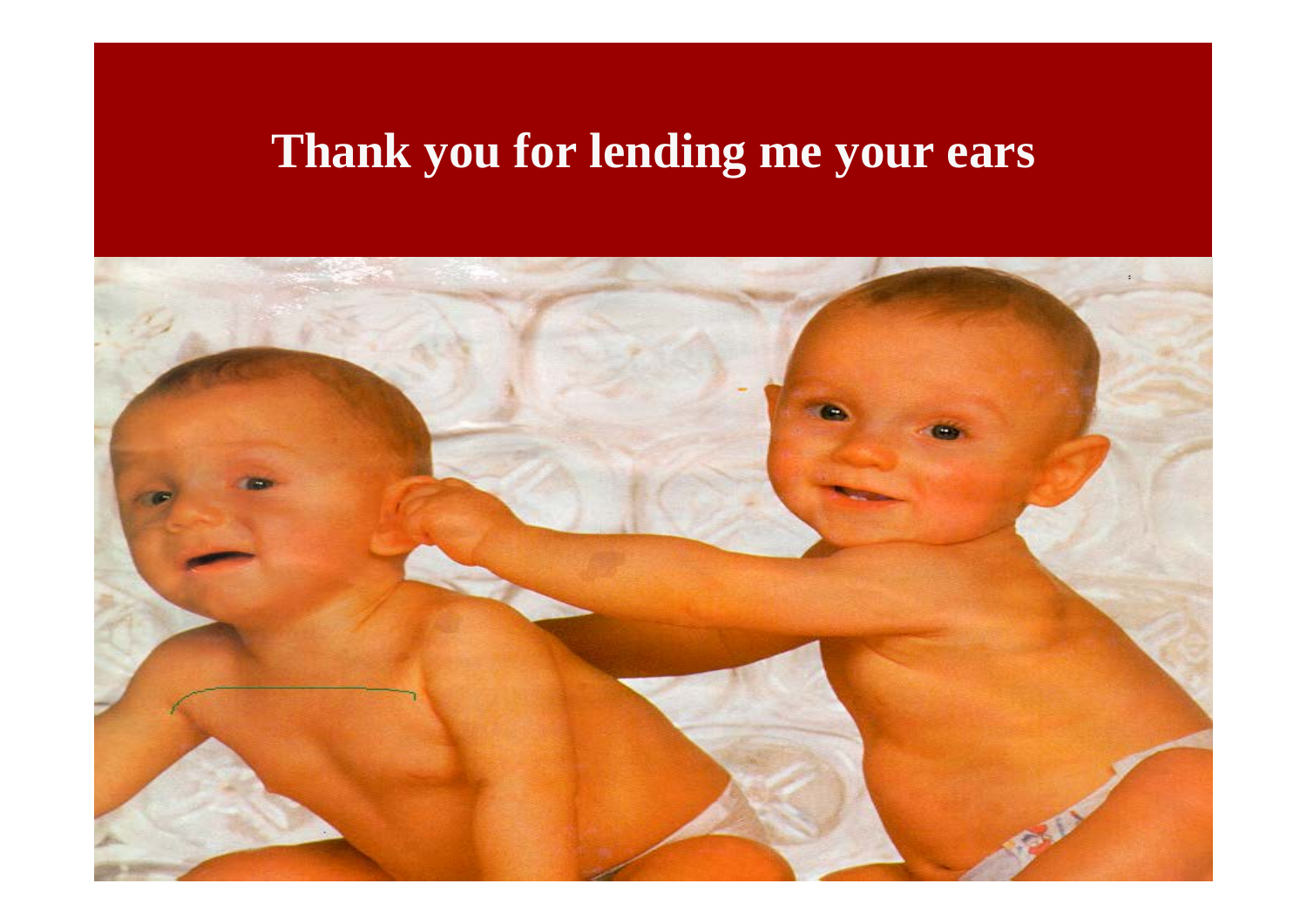# Thank you for lending me your ears